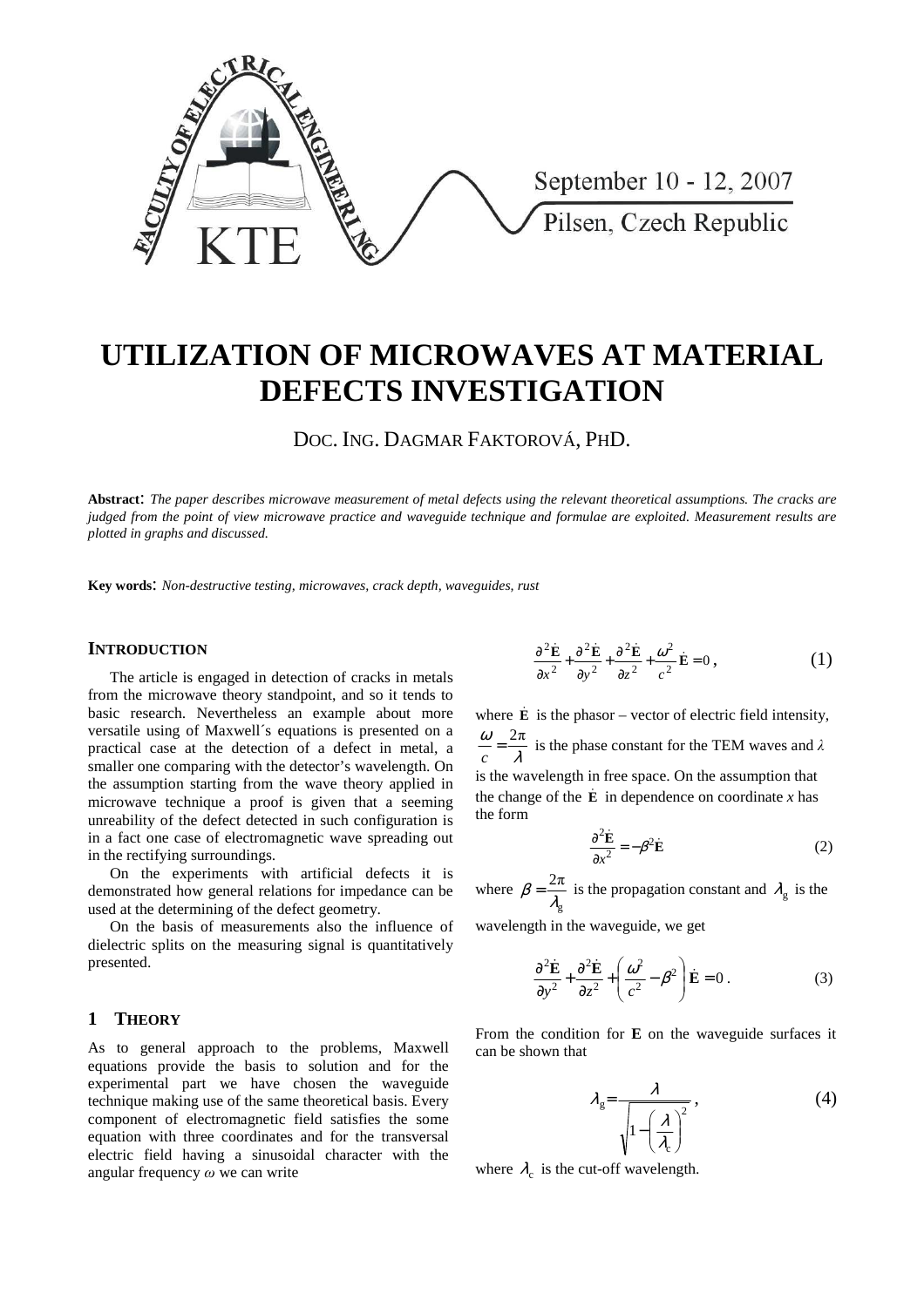# UTILIZATION OF MICROWAVES AT MATERIAL DEFECTS INVESTIGATION

DOC. ING. DAGMAR FAKTOROVÁ, PHD.

**Abstract**: *The paper describes microwave measurement of metal defects using the relevant theoretical assumptions. The cracks are judged from the point of view microwave practice and waveguide technique and formulae are exploited. Measurement results are plotted in graphs and discussed.*

**Key words**: *Non-destructive testing, microwaves, crack depth, waveguides, rust*

## INTRODUCTION

The article is engaged in detection of cracks in metals from the microwave theory standpoint, and so it tends to basic research. Nevertheless an example about more versatile using of Maxwell´s equations is presented on a practical case at the detection of a defect in metal, a smaller one comparing with the detector's wavelength. On the assumption starting from the wave theory applied in microwave technique a proof is given that a seeming unreability of the defect detected in such configuration is in a fact one case of electromagnetic wave spreading out in the rectifying surroundings.

On the experiments with artificial defects it is demonstrated how general relations for impedance can be used at the determining of the defect geometry.

On the basis of measurements also the influence of dielectric splits on the measuring signal is quantitatively presented.

## 1 THEORY

As to general approach to the problems, Maxwell equations provide the basis to solution and for the experimental part we have chosen the waveguide technique making use of the same theoretical basis. Every component of electromagnetic field satisfies the some equation with three coordinates and for the transversal electric field having a sinusoidal character with the angular frequency $\omega$ we can write

$$\frac{\partial^2 \dot{\mathbf{E}}}{\partial x^2} + \frac{\partial^2 \dot{\mathbf{E}}}{\partial y^2} + \frac{\partial^2 \dot{\mathbf{E}}}{\partial z^2} + \frac{\omega^2}{c^2}\dot{\mathbf{E}} = 0\,, \qquad (1)$$

where $\dot{\mathbf{E}}$ is the phasor – vector of electric field intensity, $\frac{\omega}{c} = \frac{2\pi}{\lambda}$ is the phase constant for the TEM waves and $\lambda$ is the wavelength in free space. On the assumption that the change of the $\dot{\mathbf{E}}$ in dependence on coordinate $x$ has the form

$$\frac{\partial^2 \dot{\mathbf{E}}}{\partial x^2} = -\beta^2 \dot{\mathbf{E}} \qquad (2)$$

where $\beta = \frac{2\pi}{\lambda_g}$ is the propagation constant and $\lambda_g$ is the wavelength in the waveguide, we get

$$\frac{\partial^2 \dot{\mathbf{E}}}{\partial y^2} + \frac{\partial^2 \dot{\mathbf{E}}}{\partial z^2} + \left(\frac{\omega^2}{c^2} - \beta^2\right)\dot{\mathbf{E}} = 0\,. \qquad (3)$$

From the condition for $\mathbf{E}$ on the waveguide surfaces it can be shown that

$$\lambda_g = \frac{\lambda}{\sqrt{1 - \left(\frac{\lambda}{\lambda_c}\right)^2}}\,, \qquad (4)$$

where $\lambda_c$ is the cut-off wavelength.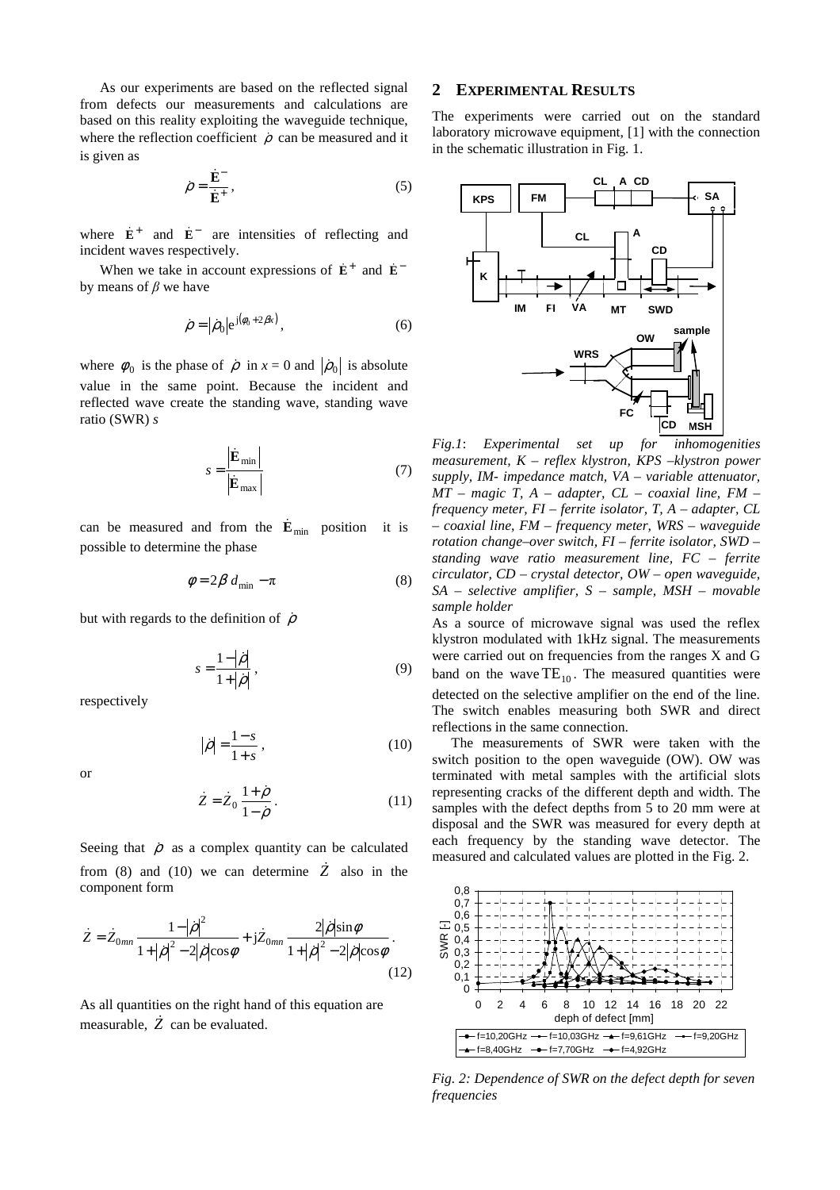As our experiments are based on the reflected signal from defects our measurements and calculations are based on this reality exploiting the waveguide technique, where the reflection coefficient $\dot{\rho}$ can be measured and it is given as

$$\dot{\rho} = \frac{\dot{\mathbf{E}}^-}{\dot{\mathbf{E}}^+}, \tag{5}$$

where $\dot{\mathbf{E}}^+$ and $\dot{\mathbf{E}}^-$ are intensities of reflecting and incident waves respectively.

When we take in account expressions of $\dot{\mathbf{E}}^+$ and $\dot{\mathbf{E}}^-$ by means of $\beta$ we have

$$\dot{\rho} = |\dot{\rho}_0| \mathrm{e}^{\mathrm{j}(\phi_0 + 2\beta x)}, \tag{6}$$

where $\phi_0$ is the phase of $\dot{\rho}$ in $x = 0$ and $|\dot{\rho}_0|$ is absolute value in the same point. Because the incident and reflected wave create the standing wave, standing wave ratio (SWR) $s$

$$s = \frac{|\dot{\mathbf{E}}_{\min}|}{|\dot{\mathbf{E}}_{\max}|} \tag{7}$$

can be measured and from the $\dot{\mathbf{E}}_{\min}$ position it is possible to determine the phase

$$\phi = 2\beta\, d_{\min} - \pi \tag{8}$$

but with regards to the definition of $\dot{\rho}$

$$s = \frac{1 - |\dot{\rho}|}{1 + |\dot{\rho}|}, \tag{9}$$

respectively

$$|\dot{\rho}| = \frac{1 - s}{1 + s}, \tag{10}$$

or

$$\dot{Z} = \dot{Z}_0 \frac{1 + \dot{\rho}}{1 - \dot{\rho}}. \tag{11}$$

Seeing that $\dot{\rho}$ as a complex quantity can be calculated from (8) and (10) we can determine $\dot{Z}$ also in the component form

$$\dot{Z} = \dot{Z}_{0mn} \frac{1 - |\dot{\rho}|^2}{1 + |\dot{\rho}|^2 - 2|\dot{\rho}|\cos\phi} + \mathrm{j}\dot{Z}_{0mn} \frac{2|\dot{\rho}|\sin\phi}{1 + |\dot{\rho}|^2 - 2|\dot{\rho}|\cos\phi}. \tag{12}$$

As all quantities on the right hand of this equation are measurable, $\dot{Z}$ can be evaluated.

## 2 EXPERIMENTAL RESULTS

The experiments were carried out on the standard laboratory microwave equipment, [1] with the connection in the schematic illustration in Fig. 1.

*Fig.1: Experimental set up for inhomogenities measurement, K – reflex klystron, KPS –klystron power supply, IM- impedance match, VA – variable attenuator, MT – magic T, A – adapter, CL – coaxial line, FM – frequency meter, FI – ferrite isolator, T, A – adapter, CL – coaxial line, FM – frequency meter, WRS – waveguide rotation change–over switch, FI – ferrite isolator, SWD – standing wave ratio measurement line, FC – ferrite circulator, CD – crystal detector, OW – open waveguide, SA – selective amplifier, S – sample, MSH – movable sample holder*

As a source of microwave signal was used the reflex klystron modulated with 1kHz signal. The measurements were carried out on frequencies from the ranges X and G band on the wave $\mathrm{TE}_{10}$. The measured quantities were detected on the selective amplifier on the end of the line. The switch enables measuring both SWR and direct reflections in the same connection.

The measurements of SWR were taken with the switch position to the open waveguide (OW). OW was terminated with metal samples with the artificial slots representing cracks of the different depth and width. The samples with the defect depths from 5 to 20 mm were at disposal and the SWR was measured for every depth at each frequency by the standing wave detector. The measured and calculated values are plotted in the Fig. 2.

*Fig. 2: Dependence of SWR on the defect depth for seven frequencies*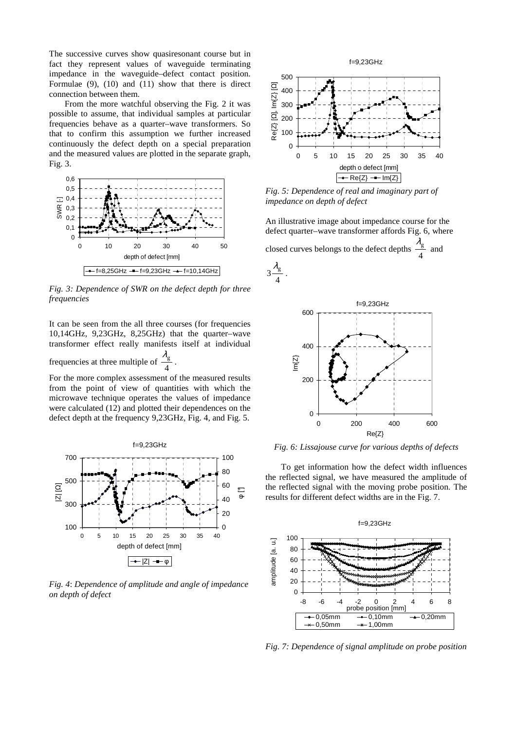The successive curves show quasiresonant course but in fact they represent values of waveguide terminating impedance in the waveguide–defect contact position. Formulae (9), (10) and (11) show that there is direct connection between them.

From the more watchful observing the Fig. 2 it was possible to assume, that individual samples at particular frequencies behave as a quarter–wave transformers. So that to confirm this assumption we further increased continuously the defect depth on a special preparation and the measured values are plotted in the separate graph, Fig. 3.

*Fig. 3: Dependence of SWR on the defect depth for three frequencies*

It can be seen from the all three courses (for frequencies 10,14GHz, 9,23GHz, 8,25GHz) that the quarter–wave transformer effect really manifests itself at individual frequencies at three multiple of $\frac{\lambda_g}{4}$.

For the more complex assessment of the measured results from the point of view of quantities with which the microwave technique operates the values of impedance were calculated (12) and plotted their dependences on the defect depth at the frequency 9,23GHz, Fig. 4, and Fig. 5.

*Fig. 4: Dependence of amplitude and angle of impedance on depth of defect*

*Fig. 5: Dependence of real and imaginary part of impedance on depth of defect*

An illustrative image about impedance course for the defect quarter–wave transformer affords Fig. 6, where closed curves belongs to the defect depths $\frac{\lambda_g}{4}$ and $3\frac{\lambda_g}{4}$.

*Fig. 6: Lissajouse curve for various depths of defects*

To get information how the defect width influences the reflected signal, we have measured the amplitude of the reflected signal with the moving probe position. The results for different defect widths are in the Fig. 7.

*Fig. 7: Dependence of signal amplitude on probe position*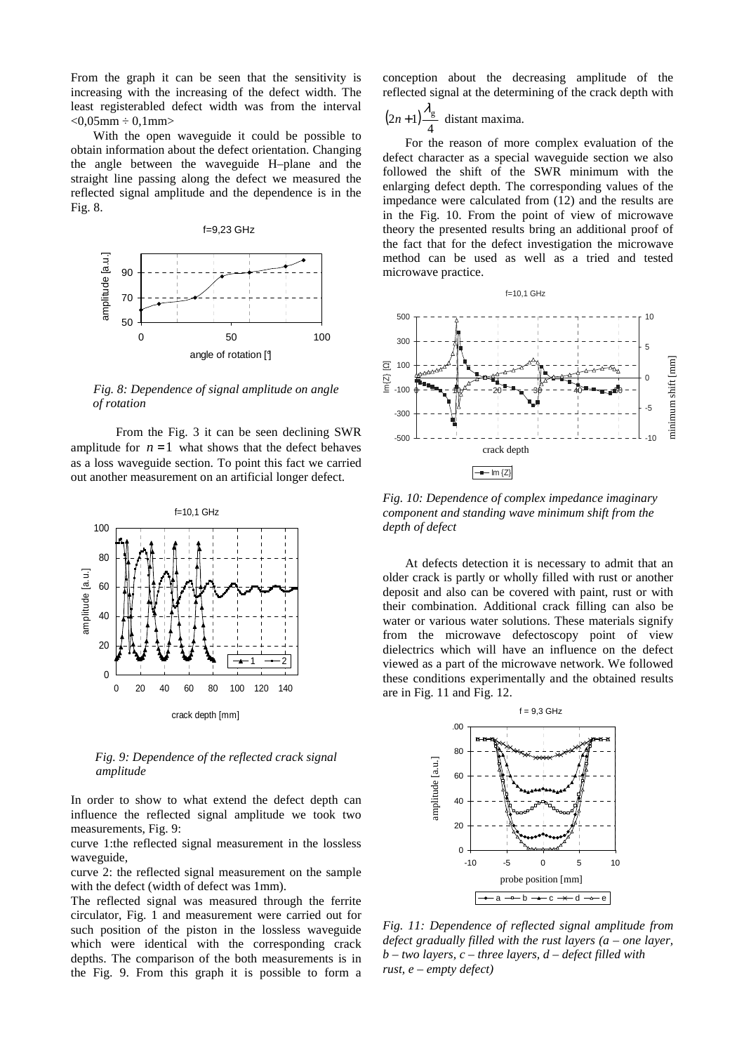From the graph it can be seen that the sensitivity is increasing with the increasing of the defect width. The least registerabled defect width was from the interval <0,05mm ÷ 0,1mm>

With the open waveguide it could be possible to obtain information about the defect orientation. Changing the angle between the waveguide H–plane and the straight line passing along the defect we measured the reflected signal amplitude and the dependence is in the Fig. 8.

*Fig. 8: Dependence of signal amplitude on angle of rotation*

From the Fig. 3 it can be seen declining SWR amplitude for $n = 1$ what shows that the defect behaves as a loss waveguide section. To point this fact we carried out another measurement on an artificial longer defect.

*Fig. 9: Dependence of the reflected crack signal amplitude*

In order to show to what extend the defect depth can influence the reflected signal amplitude we took two measurements, Fig. 9:

curve 1:the reflected signal measurement in the lossless waveguide,

curve 2: the reflected signal measurement on the sample with the defect (width of defect was 1mm).

The reflected signal was measured through the ferrite circulator, Fig. 1 and measurement were carried out for such position of the piston in the lossless waveguide which were identical with the corresponding crack depths. The comparison of the both measurements is in the Fig. 9. From this graph it is possible to form a conception about the decreasing amplitude of the reflected signal at the determining of the crack depth with $(2n+1)\frac{\lambda_g}{4}$ distant maxima.

For the reason of more complex evaluation of the defect character as a special waveguide section we also followed the shift of the SWR minimum with the enlarging defect depth. The corresponding values of the impedance were calculated from (12) and the results are in the Fig. 10. From the point of view of microwave theory the presented results bring an additional proof of the fact that for the defect investigation the microwave method can be used as well as a tried and tested microwave practice.

*Fig. 10: Dependence of complex impedance imaginary component and standing wave minimum shift from the depth of defect*

At defects detection it is necessary to admit that an older crack is partly or wholly filled with rust or another deposit and also can be covered with paint, rust or with their combination. Additional crack filling can also be water or various water solutions. These materials signify from the microwave defectoscopy point of view dielectrics which will have an influence on the defect viewed as a part of the microwave network. We followed these conditions experimentally and the obtained results are in Fig. 11 and Fig. 12.

*Fig. 11: Dependence of reflected signal amplitude from defect gradually filled with the rust layers (a – one layer, b – two layers, c – three layers, d – defect filled with rust, e – empty defect)*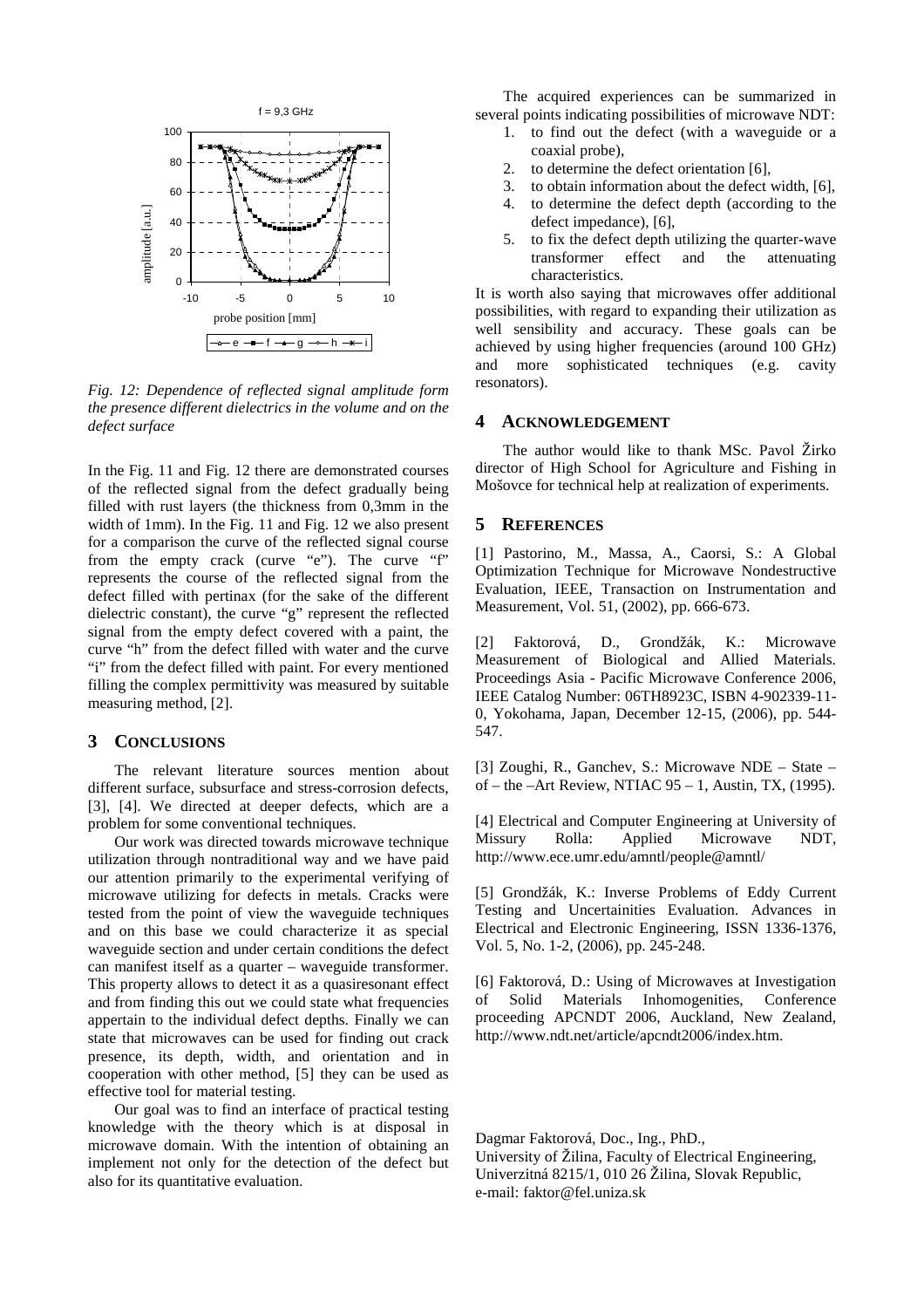f = 9,3 GHz

100
80
60
40
20
0

amplitude [a.u.]

-10 -5 0 5 10

probe position [mm]

e f g h i

*Fig. 12: Dependence of reflected signal amplitude form the presence different dielectrics in the volume and on the defect surface*

In the Fig. 11 and Fig. 12 there are demonstrated courses of the reflected signal from the defect gradually being filled with rust layers (the thickness from 0,3mm in the width of 1mm). In the Fig. 11 and Fig. 12 we also present for a comparison the curve of the reflected signal course from the empty crack (curve "e"). The curve "f" represents the course of the reflected signal from the defect filled with pertinax (for the sake of the different dielectric constant), the curve "g" represent the reflected signal from the empty defect covered with a paint, the curve "h" from the defect filled with water and the curve "i" from the defect filled with paint. For every mentioned filling the complex permittivity was measured by suitable measuring method, [2].

## 3 CONCLUSIONS

The relevant literature sources mention about different surface, subsurface and stress-corrosion defects, [3], [4]. We directed at deeper defects, which are a problem for some conventional techniques.

Our work was directed towards microwave technique utilization through nontraditional way and we have paid our attention primarily to the experimental verifying of microwave utilizing for defects in metals. Cracks were tested from the point of view the waveguide techniques and on this base we could characterize it as special waveguide section and under certain conditions the defect can manifest itself as a quarter – waveguide transformer. This property allows to detect it as a quasiresonant effect and from finding this out we could state what frequencies appertain to the individual defect depths. Finally we can state that microwaves can be used for finding out crack presence, its depth, width, and orientation and in cooperation with other method, [5] they can be used as effective tool for material testing.

Our goal was to find an interface of practical testing knowledge with the theory which is at disposal in microwave domain. With the intention of obtaining an implement not only for the detection of the defect but also for its quantitative evaluation.

The acquired experiences can be summarized in several points indicating possibilities of microwave NDT:

1. to find out the defect (with a waveguide or a coaxial probe),
2. to determine the defect orientation [6],
3. to obtain information about the defect width, [6],
4. to determine the defect depth (according to the defect impedance), [6],
5. to fix the defect depth utilizing the quarter-wave transformer effect and the attenuating characteristics.

It is worth also saying that microwaves offer additional possibilities, with regard to expanding their utilization as well sensibility and accuracy. These goals can be achieved by using higher frequencies (around 100 GHz) and more sophisticated techniques (e.g. cavity resonators).

## 4 ACKNOWLEDGEMENT

The author would like to thank MSc. Pavol Žirko director of High School for Agriculture and Fishing in Mošovce for technical help at realization of experiments.

## 5 REFERENCES

[1] Pastorino, M., Massa, A., Caorsi, S.: A Global Optimization Technique for Microwave Nondestructive Evaluation, IEEE, Transaction on Instrumentation and Measurement, Vol. 51, (2002), pp. 666-673.

[2] Faktorová, D., Grondžák, K.: Microwave Measurement of Biological and Allied Materials. Proceedings Asia - Pacific Microwave Conference 2006, IEEE Catalog Number: 06TH8923C, ISBN 4-902339-11-0, Yokohama, Japan, December 12-15, (2006), pp. 544-547.

[3] Zoughi, R., Ganchev, S.: Microwave NDE – State – of – the –Art Review, NTIAC 95 – 1, Austin, TX, (1995).

[4] Electrical and Computer Engineering at University of Missury Rolla: Applied Microwave NDT, http://www.ece.umr.edu/amntl/people@amntl/

[5] Grondžák, K.: Inverse Problems of Eddy Current Testing and Uncertainities Evaluation. Advances in Electrical and Electronic Engineering, ISSN 1336-1376, Vol. 5, No. 1-2, (2006), pp. 245-248.

[6] Faktorová, D.: Using of Microwaves at Investigation of Solid Materials Inhomogenities, Conference proceeding APCNDT 2006, Auckland, New Zealand, http://www.ndt.net/article/apcndt2006/index.htm.

Dagmar Faktorová, Doc., Ing., PhD.,
University of Žilina, Faculty of Electrical Engineering,
Univerzitná 8215/1, 010 26 Žilina, Slovak Republic,
e-mail: faktor@fel.uniza.sk